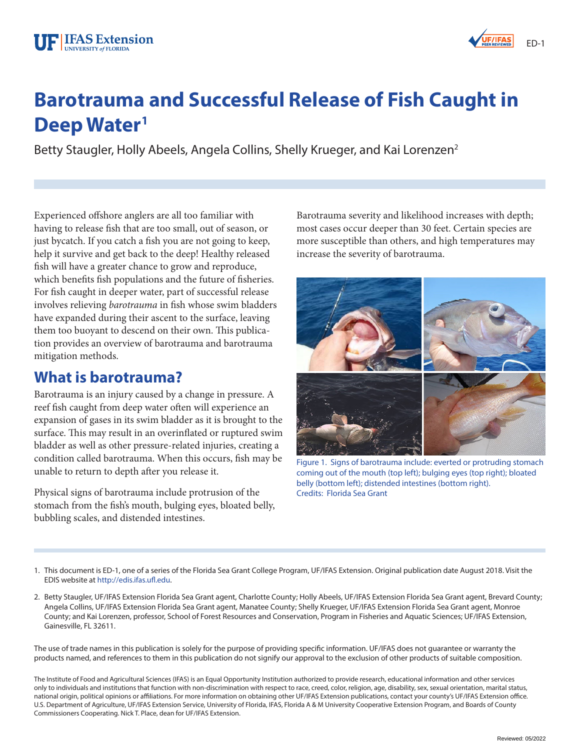# Barotrauma and Successful Release of Fish Caught in Deep Water[1]

Betty Staugler, Holly Abeels, Angela Collins, Shelly Krueger, and Kai Lorenzen[2]

Experienced offshore anglers are all too familiar with having to release fish that are too small, out of season, or just bycatch. If you catch a fish you are not going to keep, help it survive and get back to the deep! Healthy released fish will have a greater chance to grow and reproduce, which benefits fish populations and the future of fisheries. For fish caught in deeper water, part of successful release involves relieving *barotrauma* in fish whose swim bladders have expanded during their ascent to the surface, leaving them too buoyant to descend on their own. This publication provides an overview of barotrauma and barotrauma mitigation methods.

## What is barotrauma?

Barotrauma is an injury caused by a change in pressure. A reef fish caught from deep water often will experience an expansion of gases in its swim bladder as it is brought to the surface. This may result in an overinflated or ruptured swim bladder as well as other pressure-related injuries, creating a condition called barotrauma. When this occurs, fish may be unable to return to depth after you release it.

Physical signs of barotrauma include protrusion of the stomach from the fish's mouth, bulging eyes, bloated belly, bubbling scales, and distended intestines.

Barotrauma severity and likelihood increases with depth; most cases occur deeper than 30 feet. Certain species are more susceptible than others, and high temperatures may increase the severity of barotrauma.

Figure 1. Signs of barotrauma include: everted or protruding stomach coming out of the mouth (top left); bulging eyes (top right); bloated belly (bottom left); distended intestines (bottom right).
Credits: Florida Sea Grant

1. This document is ED-1, one of a series of the Florida Sea Grant College Program, UF/IFAS Extension. Original publication date August 2018. Visit the EDIS website at http://edis.ifas.ufl.edu.

2. Betty Staugler, UF/IFAS Extension Florida Sea Grant agent, Charlotte County; Holly Abeels, UF/IFAS Extension Florida Sea Grant agent, Brevard County; Angela Collins, UF/IFAS Extension Florida Sea Grant agent, Manatee County; Shelly Krueger, UF/IFAS Extension Florida Sea Grant agent, Monroe County; and Kai Lorenzen, professor, School of Forest Resources and Conservation, Program in Fisheries and Aquatic Sciences; UF/IFAS Extension, Gainesville, FL 32611.

The use of trade names in this publication is solely for the purpose of providing specific information. UF/IFAS does not guarantee or warranty the products named, and references to them in this publication do not signify our approval to the exclusion of other products of suitable composition.

The Institute of Food and Agricultural Sciences (IFAS) is an Equal Opportunity Institution authorized to provide research, educational information and other services only to individuals and institutions that function with non-discrimination with respect to race, creed, color, religion, age, disability, sex, sexual orientation, marital status, national origin, political opinions or affiliations. For more information on obtaining other UF/IFAS Extension publications, contact your county's UF/IFAS Extension office. U.S. Department of Agriculture, UF/IFAS Extension Service, University of Florida, IFAS, Florida A & M University Cooperative Extension Program, and Boards of County Commissioners Cooperating. Nick T. Place, dean for UF/IFAS Extension.

Reviewed: 05/2022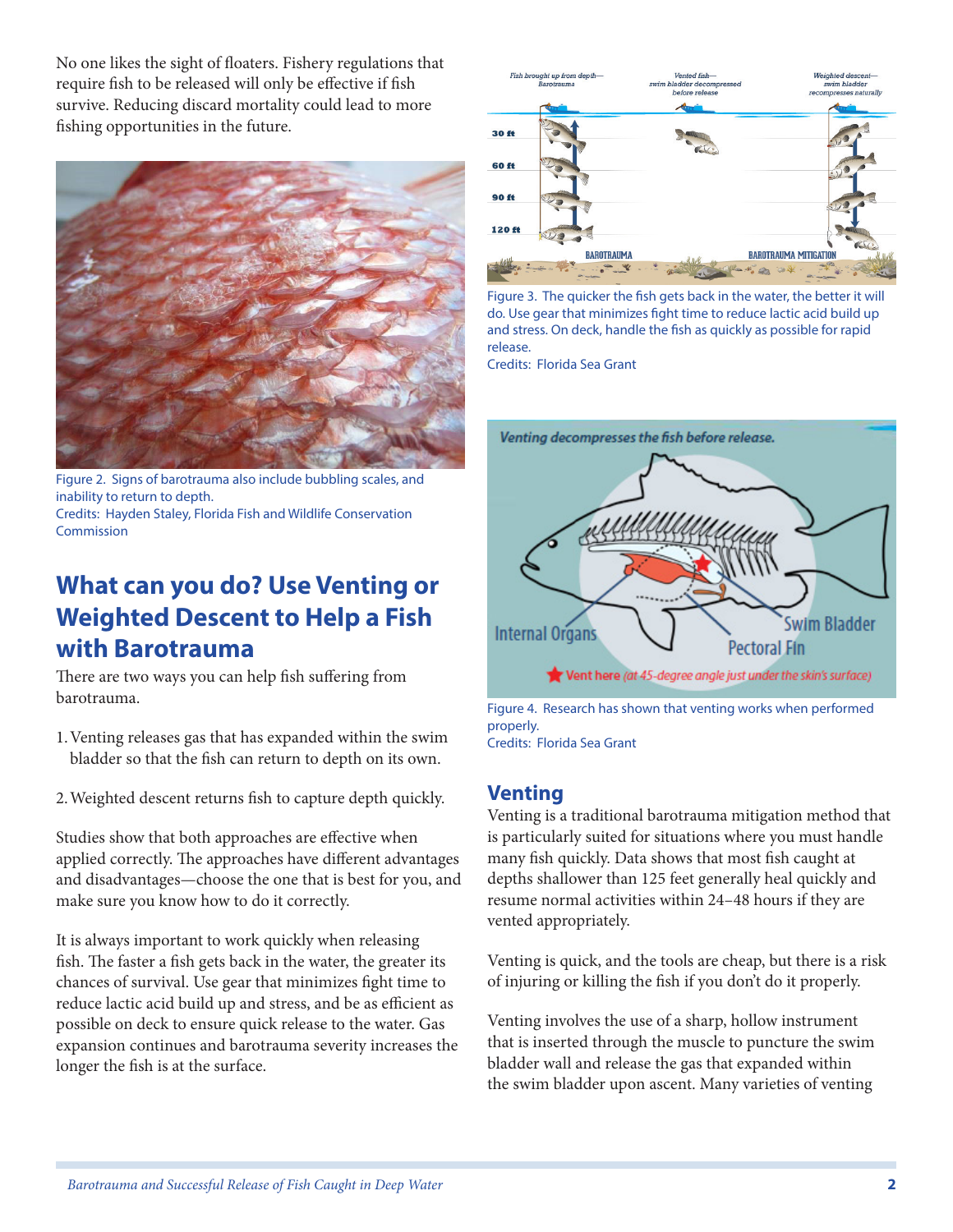No one likes the sight of floaters. Fishery regulations that require fish to be released will only be effective if fish survive. Reducing discard mortality could lead to more fishing opportunities in the future.

Figure 2. Signs of barotrauma also include bubbling scales, and inability to return to depth.
Credits: Hayden Staley, Florida Fish and Wildlife Conservation Commission

## What can you do? Use Venting or Weighted Descent to Help a Fish with Barotrauma

There are two ways you can help fish suffering from barotrauma.

1. Venting releases gas that has expanded within the swim bladder so that the fish can return to depth on its own.
2. Weighted descent returns fish to capture depth quickly.

Studies show that both approaches are effective when applied correctly. The approaches have different advantages and disadvantages—choose the one that is best for you, and make sure you know how to do it correctly.

It is always important to work quickly when releasing fish. The faster a fish gets back in the water, the greater its chances of survival. Use gear that minimizes fight time to reduce lactic acid build up and stress, and be as efficient as possible on deck to ensure quick release to the water. Gas expansion continues and barotrauma severity increases the longer the fish is at the surface.

Figure 3. The quicker the fish gets back in the water, the better it will do. Use gear that minimizes fight time to reduce lactic acid build up and stress. On deck, handle the fish as quickly as possible for rapid release.
Credits: Florida Sea Grant

Figure 4. Research has shown that venting works when performed properly.
Credits: Florida Sea Grant

### Venting

Venting is a traditional barotrauma mitigation method that is particularly suited for situations where you must handle many fish quickly. Data shows that most fish caught at depths shallower than 125 feet generally heal quickly and resume normal activities within 24–48 hours if they are vented appropriately.

Venting is quick, and the tools are cheap, but there is a risk of injuring or killing the fish if you don't do it properly.

Venting involves the use of a sharp, hollow instrument that is inserted through the muscle to puncture the swim bladder wall and release the gas that expanded within the swim bladder upon ascent. Many varieties of venting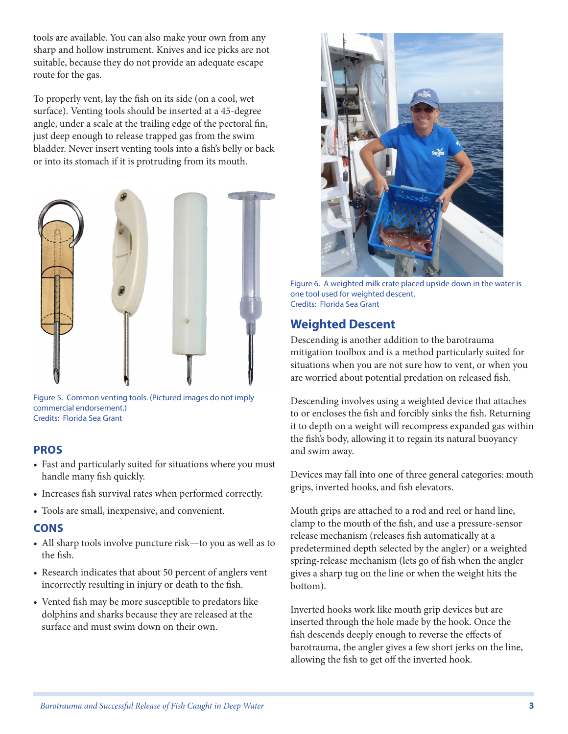tools are available. You can also make your own from any sharp and hollow instrument. Knives and ice picks are not suitable, because they do not provide an adequate escape route for the gas.

To properly vent, lay the fish on its side (on a cool, wet surface). Venting tools should be inserted at a 45-degree angle, under a scale at the trailing edge of the pectoral fin, just deep enough to release trapped gas from the swim bladder. Never insert venting tools into a fish's belly or back or into its stomach if it is protruding from its mouth.

Figure 5. Common venting tools. (Pictured images do not imply commercial endorsement.)
Credits: Florida Sea Grant

### PROS

- Fast and particularly suited for situations where you must handle many fish quickly.
- Increases fish survival rates when performed correctly.
- Tools are small, inexpensive, and convenient.

### CONS

- All sharp tools involve puncture risk—to you as well as to the fish.
- Research indicates that about 50 percent of anglers vent incorrectly resulting in injury or death to the fish.
- Vented fish may be more susceptible to predators like dolphins and sharks because they are released at the surface and must swim down on their own.

Figure 6. A weighted milk crate placed upside down in the water is one tool used for weighted descent.
Credits: Florida Sea Grant

## Weighted Descent

Descending is another addition to the barotrauma mitigation toolbox and is a method particularly suited for situations when you are not sure how to vent, or when you are worried about potential predation on released fish.

Descending involves using a weighted device that attaches to or encloses the fish and forcibly sinks the fish. Returning it to depth on a weight will recompress expanded gas within the fish's body, allowing it to regain its natural buoyancy and swim away.

Devices may fall into one of three general categories: mouth grips, inverted hooks, and fish elevators.

Mouth grips are attached to a rod and reel or hand line, clamp to the mouth of the fish, and use a pressure-sensor release mechanism (releases fish automatically at a predetermined depth selected by the angler) or a weighted spring-release mechanism (lets go of fish when the angler gives a sharp tug on the line or when the weight hits the bottom).

Inverted hooks work like mouth grip devices but are inserted through the hole made by the hook. Once the fish descends deeply enough to reverse the effects of barotrauma, the angler gives a few short jerks on the line, allowing the fish to get off the inverted hook.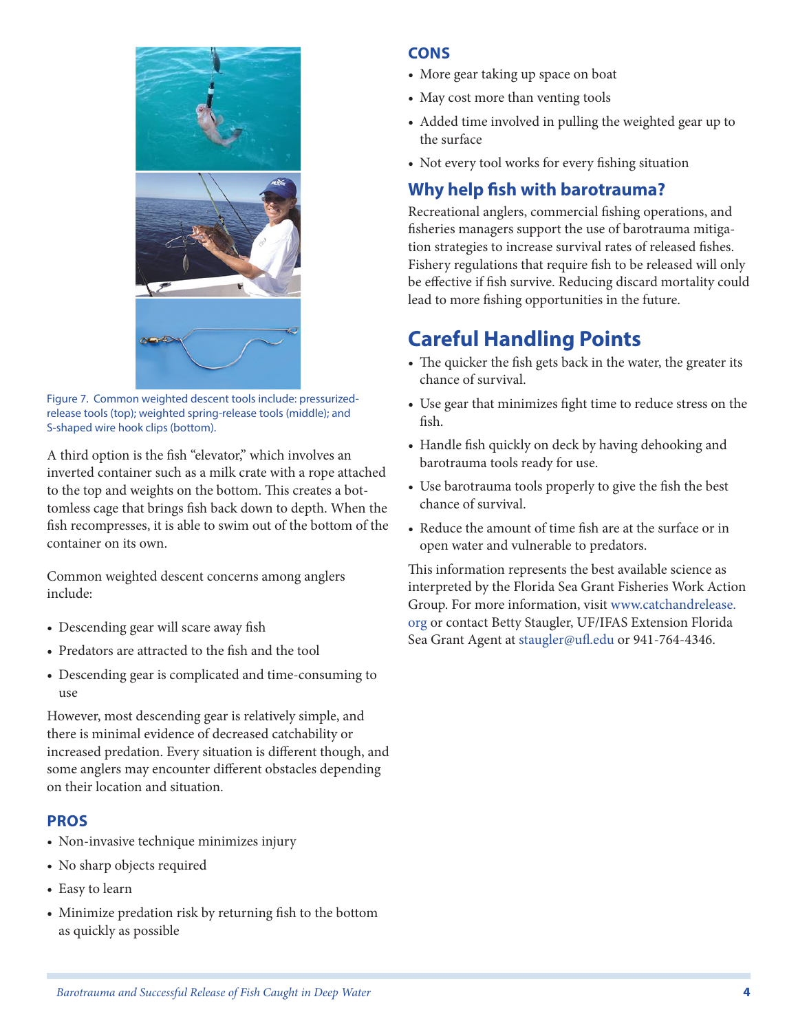Figure 7. Common weighted descent tools include: pressurized-release tools (top); weighted spring-release tools (middle); and S-shaped wire hook clips (bottom).

A third option is the fish "elevator," which involves an inverted container such as a milk crate with a rope attached to the top and weights on the bottom. This creates a bottomless cage that brings fish back down to depth. When the fish recompresses, it is able to swim out of the bottom of the container on its own.

Common weighted descent concerns among anglers include:

- Descending gear will scare away fish
- Predators are attracted to the fish and the tool
- Descending gear is complicated and time-consuming to use

However, most descending gear is relatively simple, and there is minimal evidence of decreased catchability or increased predation. Every situation is different though, and some anglers may encounter different obstacles depending on their location and situation.

### PROS

- Non-invasive technique minimizes injury
- No sharp objects required
- Easy to learn
- Minimize predation risk by returning fish to the bottom as quickly as possible

### CONS

- More gear taking up space on boat
- May cost more than venting tools
- Added time involved in pulling the weighted gear up to the surface
- Not every tool works for every fishing situation

### Why help fish with barotrauma?

Recreational anglers, commercial fishing operations, and fisheries managers support the use of barotrauma mitigation strategies to increase survival rates of released fishes. Fishery regulations that require fish to be released will only be effective if fish survive. Reducing discard mortality could lead to more fishing opportunities in the future.

## Careful Handling Points

- The quicker the fish gets back in the water, the greater its chance of survival.
- Use gear that minimizes fight time to reduce stress on the fish.
- Handle fish quickly on deck by having dehooking and barotrauma tools ready for use.
- Use barotrauma tools properly to give the fish the best chance of survival.
- Reduce the amount of time fish are at the surface or in open water and vulnerable to predators.

This information represents the best available science as interpreted by the Florida Sea Grant Fisheries Work Action Group. For more information, visit www.catchandrelease.org or contact Betty Staugler, UF/IFAS Extension Florida Sea Grant Agent at staugler@ufl.edu or 941-764-4346.